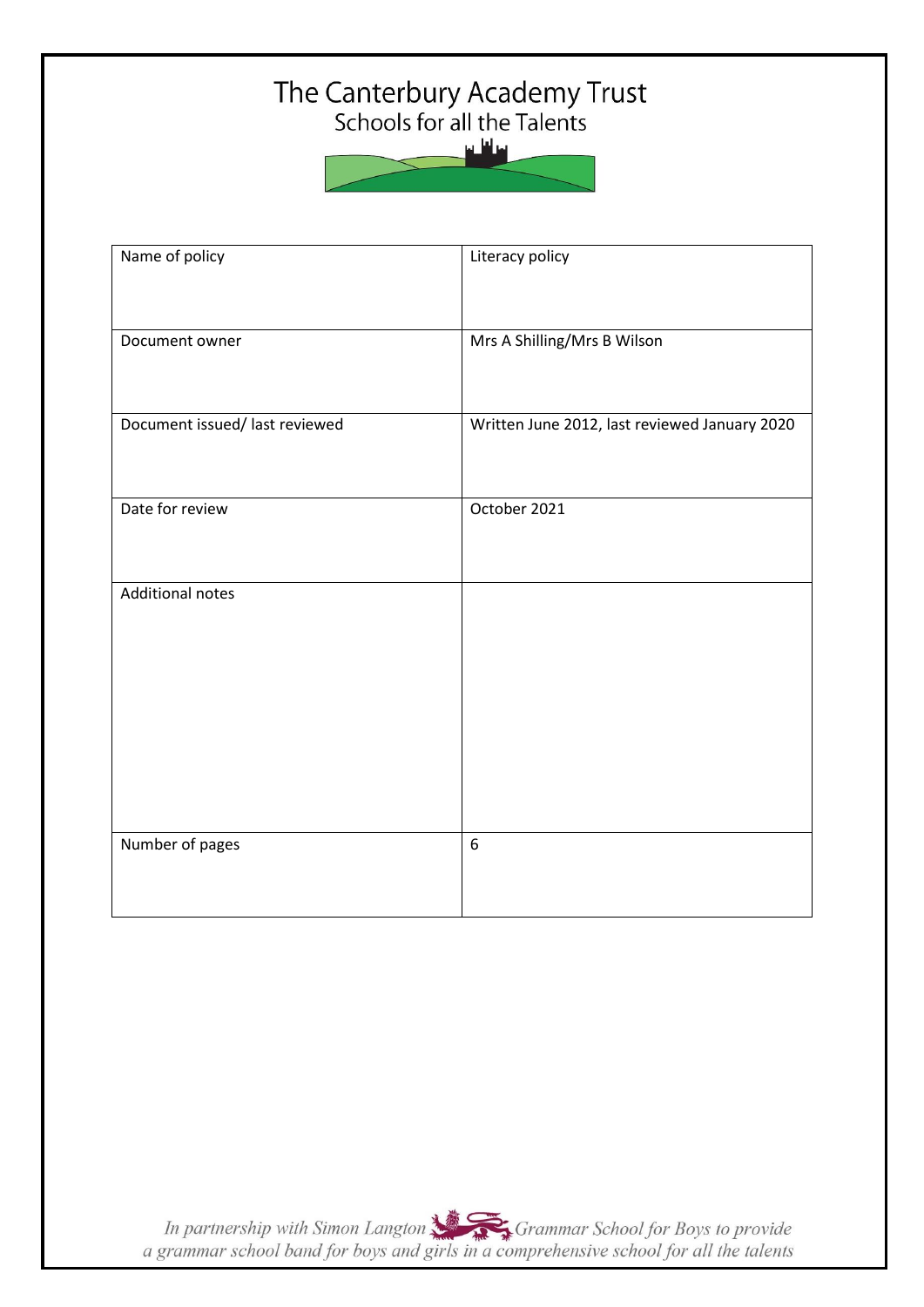# The Canterbury Academy Trust

Schools for all the Talents

| | |
|---|---|
| Name of policy | Literacy policy |
| Document owner | Mrs A Shilling/Mrs B Wilson |
| Document issued/ last reviewed | Written June 2012, last reviewed January 2020 |
| Date for review | October 2021 |
| Additional notes | |
| Number of pages | 6 |

*In partnership with Simon Langton Grammar School for Boys to provide a grammar school band for boys and girls in a comprehensive school for all the talents*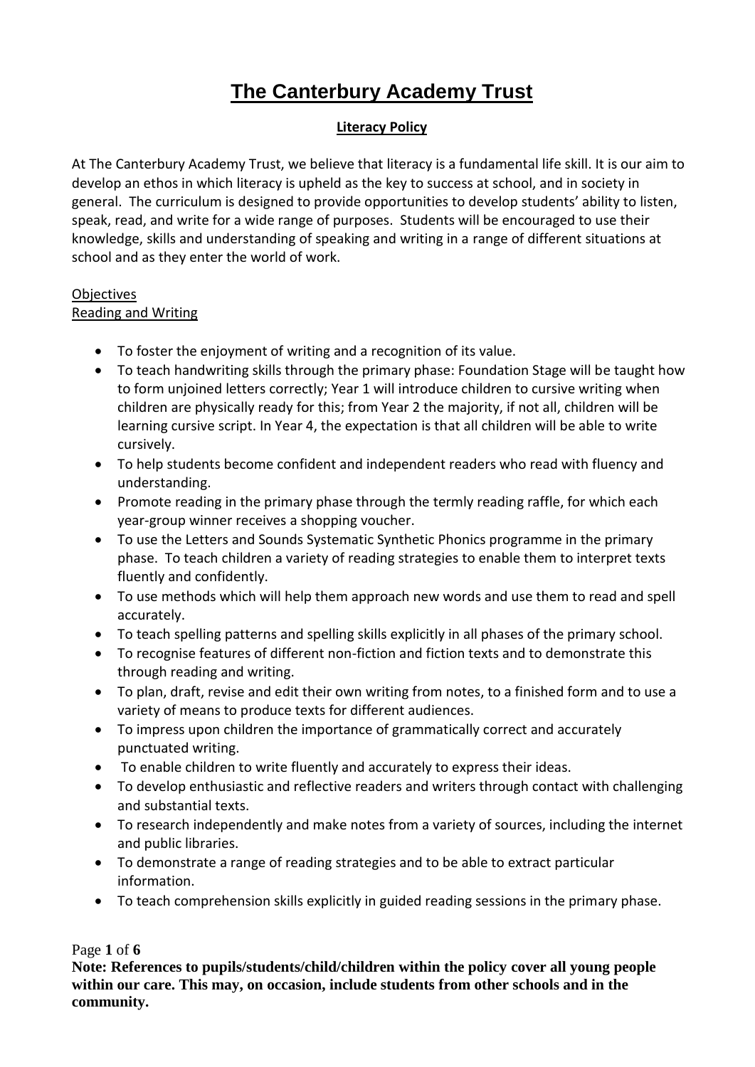# The Canterbury Academy Trust

## Literacy Policy

At The Canterbury Academy Trust, we believe that literacy is a fundamental life skill. It is our aim to develop an ethos in which literacy is upheld as the key to success at school, and in society in general. The curriculum is designed to provide opportunities to develop students' ability to listen, speak, read, and write for a wide range of purposes. Students will be encouraged to use their knowledge, skills and understanding of speaking and writing in a range of different situations at school and as they enter the world of work.

Objectives

Reading and Writing

- To foster the enjoyment of writing and a recognition of its value.
- To teach handwriting skills through the primary phase: Foundation Stage will be taught how to form unjoined letters correctly; Year 1 will introduce children to cursive writing when children are physically ready for this; from Year 2 the majority, if not all, children will be learning cursive script. In Year 4, the expectation is that all children will be able to write cursively.
- To help students become confident and independent readers who read with fluency and understanding.
- Promote reading in the primary phase through the termly reading raffle, for which each year-group winner receives a shopping voucher.
- To use the Letters and Sounds Systematic Synthetic Phonics programme in the primary phase. To teach children a variety of reading strategies to enable them to interpret texts fluently and confidently.
- To use methods which will help them approach new words and use them to read and spell accurately.
- To teach spelling patterns and spelling skills explicitly in all phases of the primary school.
- To recognise features of different non-fiction and fiction texts and to demonstrate this through reading and writing.
- To plan, draft, revise and edit their own writing from notes, to a finished form and to use a variety of means to produce texts for different audiences.
- To impress upon children the importance of grammatically correct and accurately punctuated writing.
- To enable children to write fluently and accurately to express their ideas.
- To develop enthusiastic and reflective readers and writers through contact with challenging and substantial texts.
- To research independently and make notes from a variety of sources, including the internet and public libraries.
- To demonstrate a range of reading strategies and to be able to extract particular information.
- To teach comprehension skills explicitly in guided reading sessions in the primary phase.

**Note: References to pupils/students/child/children within the policy cover all young people within our care. This may, on occasion, include students from other schools and in the community.**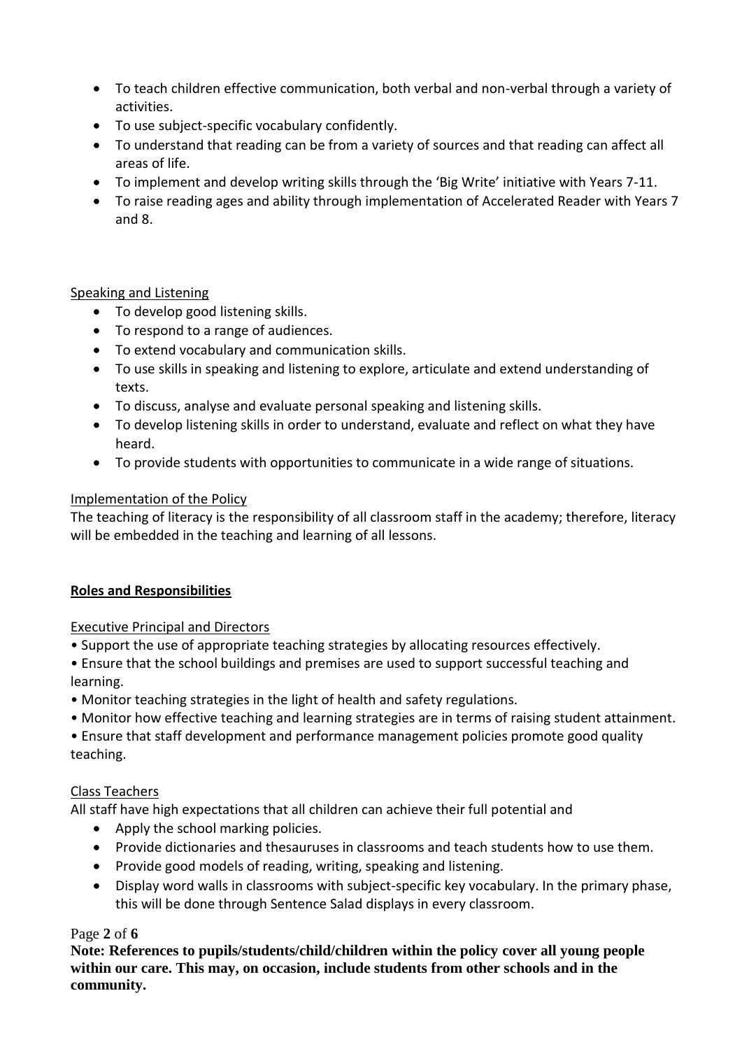- To teach children effective communication, both verbal and non-verbal through a variety of activities.
- To use subject-specific vocabulary confidently.
- To understand that reading can be from a variety of sources and that reading can affect all areas of life.
- To implement and develop writing skills through the 'Big Write' initiative with Years 7-11.
- To raise reading ages and ability through implementation of Accelerated Reader with Years 7 and 8.

Speaking and Listening

- To develop good listening skills.
- To respond to a range of audiences.
- To extend vocabulary and communication skills.
- To use skills in speaking and listening to explore, articulate and extend understanding of texts.
- To discuss, analyse and evaluate personal speaking and listening skills.
- To develop listening skills in order to understand, evaluate and reflect on what they have heard.
- To provide students with opportunities to communicate in a wide range of situations.

Implementation of the Policy

The teaching of literacy is the responsibility of all classroom staff in the academy; therefore, literacy will be embedded in the teaching and learning of all lessons.

## Roles and Responsibilities

Executive Principal and Directors

- Support the use of appropriate teaching strategies by allocating resources effectively.
- Ensure that the school buildings and premises are used to support successful teaching and learning.
- Monitor teaching strategies in the light of health and safety regulations.
- Monitor how effective teaching and learning strategies are in terms of raising student attainment.
- Ensure that staff development and performance management policies promote good quality teaching.

Class Teachers

All staff have high expectations that all children can achieve their full potential and

- Apply the school marking policies.
- Provide dictionaries and thesauruses in classrooms and teach students how to use them.
- Provide good models of reading, writing, speaking and listening.
- Display word walls in classrooms with subject-specific key vocabulary. In the primary phase, this will be done through Sentence Salad displays in every classroom.

**Note: References to pupils/students/child/children within the policy cover all young people within our care. This may, on occasion, include students from other schools and in the community.**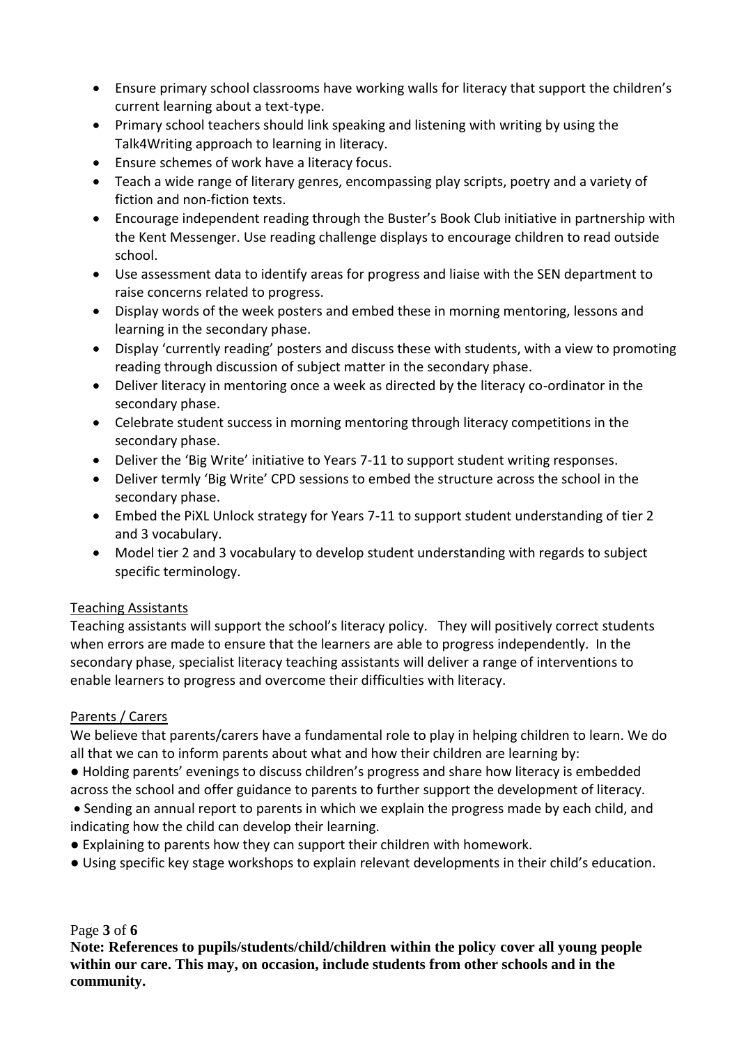- Ensure primary school classrooms have working walls for literacy that support the children's current learning about a text-type.
- Primary school teachers should link speaking and listening with writing by using the Talk4Writing approach to learning in literacy.
- Ensure schemes of work have a literacy focus.
- Teach a wide range of literary genres, encompassing play scripts, poetry and a variety of fiction and non-fiction texts.
- Encourage independent reading through the Buster's Book Club initiative in partnership with the Kent Messenger. Use reading challenge displays to encourage children to read outside school.
- Use assessment data to identify areas for progress and liaise with the SEN department to raise concerns related to progress.
- Display words of the week posters and embed these in morning mentoring, lessons and learning in the secondary phase.
- Display 'currently reading' posters and discuss these with students, with a view to promoting reading through discussion of subject matter in the secondary phase.
- Deliver literacy in mentoring once a week as directed by the literacy co-ordinator in the secondary phase.
- Celebrate student success in morning mentoring through literacy competitions in the secondary phase.
- Deliver the 'Big Write' initiative to Years 7-11 to support student writing responses.
- Deliver termly 'Big Write' CPD sessions to embed the structure across the school in the secondary phase.
- Embed the PiXL Unlock strategy for Years 7-11 to support student understanding of tier 2 and 3 vocabulary.
- Model tier 2 and 3 vocabulary to develop student understanding with regards to subject specific terminology.

Teaching Assistants

Teaching assistants will support the school's literacy policy. They will positively correct students when errors are made to ensure that the learners are able to progress independently. In the secondary phase, specialist literacy teaching assistants will deliver a range of interventions to enable learners to progress and overcome their difficulties with literacy.

Parents / Carers

We believe that parents/carers have a fundamental role to play in helping children to learn. We do all that we can to inform parents about what and how their children are learning by:

- Holding parents' evenings to discuss children's progress and share how literacy is embedded across the school and offer guidance to parents to further support the development of literacy.
- Sending an annual report to parents in which we explain the progress made by each child, and indicating how the child can develop their learning.
- Explaining to parents how they can support their children with homework.
- Using specific key stage workshops to explain relevant developments in their child's education.

**Note: References to pupils/students/child/children within the policy cover all young people within our care. This may, on occasion, include students from other schools and in the community.**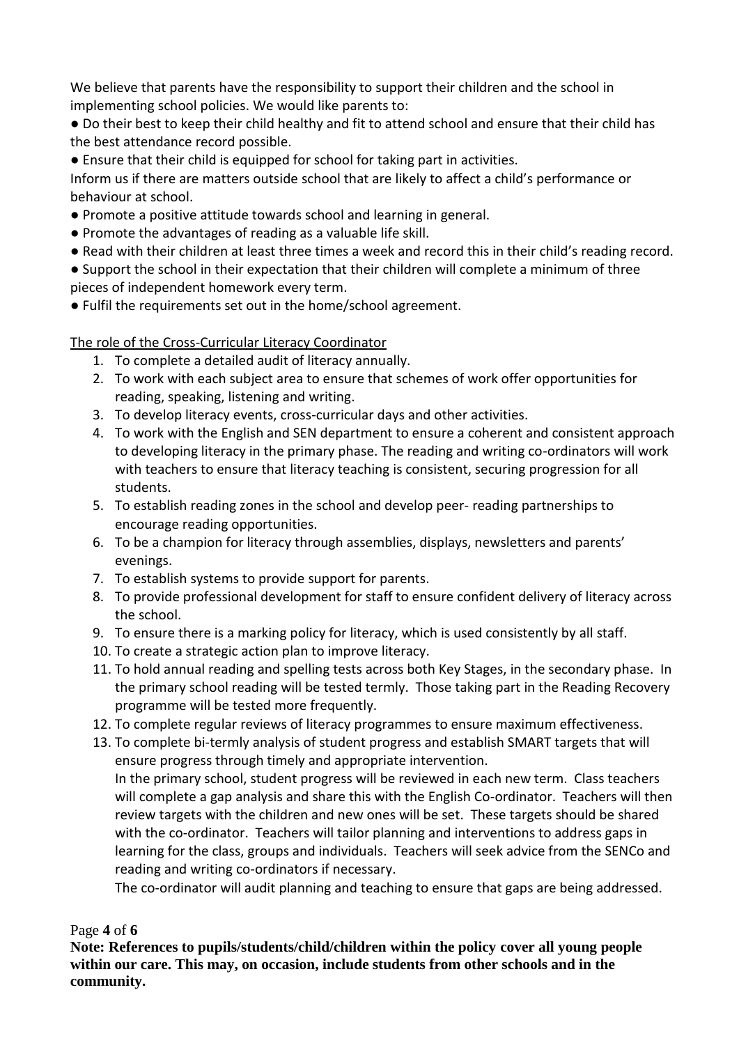We believe that parents have the responsibility to support their children and the school in implementing school policies. We would like parents to:

- Do their best to keep their child healthy and fit to attend school and ensure that their child has the best attendance record possible.
- Ensure that their child is equipped for school for taking part in activities.

Inform us if there are matters outside school that are likely to affect a child's performance or behaviour at school.

- Promote a positive attitude towards school and learning in general.
- Promote the advantages of reading as a valuable life skill.
- Read with their children at least three times a week and record this in their child's reading record.
- Support the school in their expectation that their children will complete a minimum of three pieces of independent homework every term.
- Fulfil the requirements set out in the home/school agreement.

The role of the Cross-Curricular Literacy Coordinator

1. To complete a detailed audit of literacy annually.
2. To work with each subject area to ensure that schemes of work offer opportunities for reading, speaking, listening and writing.
3. To develop literacy events, cross-curricular days and other activities.
4. To work with the English and SEN department to ensure a coherent and consistent approach to developing literacy in the primary phase. The reading and writing co-ordinators will work with teachers to ensure that literacy teaching is consistent, securing progression for all students.
5. To establish reading zones in the school and develop peer- reading partnerships to encourage reading opportunities.
6. To be a champion for literacy through assemblies, displays, newsletters and parents' evenings.
7. To establish systems to provide support for parents.
8. To provide professional development for staff to ensure confident delivery of literacy across the school.
9. To ensure there is a marking policy for literacy, which is used consistently by all staff.
10. To create a strategic action plan to improve literacy.
11. To hold annual reading and spelling tests across both Key Stages, in the secondary phase. In the primary school reading will be tested termly. Those taking part in the Reading Recovery programme will be tested more frequently.
12. To complete regular reviews of literacy programmes to ensure maximum effectiveness.
13. To complete bi-termly analysis of student progress and establish SMART targets that will ensure progress through timely and appropriate intervention.
    In the primary school, student progress will be reviewed in each new term. Class teachers will complete a gap analysis and share this with the English Co-ordinator. Teachers will then review targets with the children and new ones will be set. These targets should be shared with the co-ordinator. Teachers will tailor planning and interventions to address gaps in learning for the class, groups and individuals. Teachers will seek advice from the SENCo and reading and writing co-ordinators if necessary.
    The co-ordinator will audit planning and teaching to ensure that gaps are being addressed.

**Note: References to pupils/students/child/children within the policy cover all young people within our care. This may, on occasion, include students from other schools and in the community.**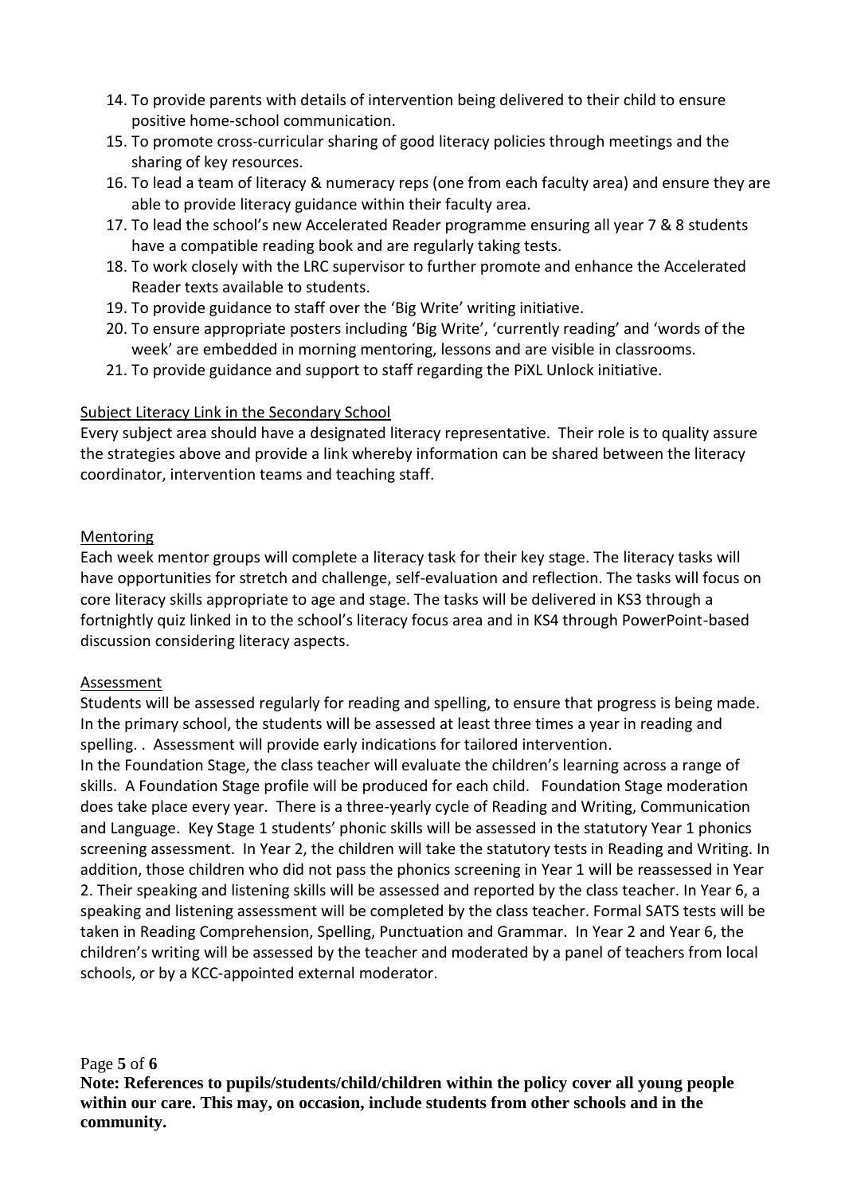14. To provide parents with details of intervention being delivered to their child to ensure positive home-school communication.
15. To promote cross-curricular sharing of good literacy policies through meetings and the sharing of key resources.
16. To lead a team of literacy & numeracy reps (one from each faculty area) and ensure they are able to provide literacy guidance within their faculty area.
17. To lead the school's new Accelerated Reader programme ensuring all year 7 & 8 students have a compatible reading book and are regularly taking tests.
18. To work closely with the LRC supervisor to further promote and enhance the Accelerated Reader texts available to students.
19. To provide guidance to staff over the 'Big Write' writing initiative.
20. To ensure appropriate posters including 'Big Write', 'currently reading' and 'words of the week' are embedded in morning mentoring, lessons and are visible in classrooms.
21. To provide guidance and support to staff regarding the PiXL Unlock initiative.

## Subject Literacy Link in the Secondary School

Every subject area should have a designated literacy representative. Their role is to quality assure the strategies above and provide a link whereby information can be shared between the literacy coordinator, intervention teams and teaching staff.

## Mentoring

Each week mentor groups will complete a literacy task for their key stage. The literacy tasks will have opportunities for stretch and challenge, self-evaluation and reflection. The tasks will focus on core literacy skills appropriate to age and stage. The tasks will be delivered in KS3 through a fortnightly quiz linked in to the school's literacy focus area and in KS4 through PowerPoint-based discussion considering literacy aspects.

## Assessment

Students will be assessed regularly for reading and spelling, to ensure that progress is being made. In the primary school, the students will be assessed at least three times a year in reading and spelling. . Assessment will provide early indications for tailored intervention.

In the Foundation Stage, the class teacher will evaluate the children's learning across a range of skills. A Foundation Stage profile will be produced for each child. Foundation Stage moderation does take place every year. There is a three-yearly cycle of Reading and Writing, Communication and Language. Key Stage 1 students' phonic skills will be assessed in the statutory Year 1 phonics screening assessment. In Year 2, the children will take the statutory tests in Reading and Writing. In addition, those children who did not pass the phonics screening in Year 1 will be reassessed in Year 2. Their speaking and listening skills will be assessed and reported by the class teacher. In Year 6, a speaking and listening assessment will be completed by the class teacher. Formal SATS tests will be taken in Reading Comprehension, Spelling, Punctuation and Grammar. In Year 2 and Year 6, the children's writing will be assessed by the teacher and moderated by a panel of teachers from local schools, or by a KCC-appointed external moderator.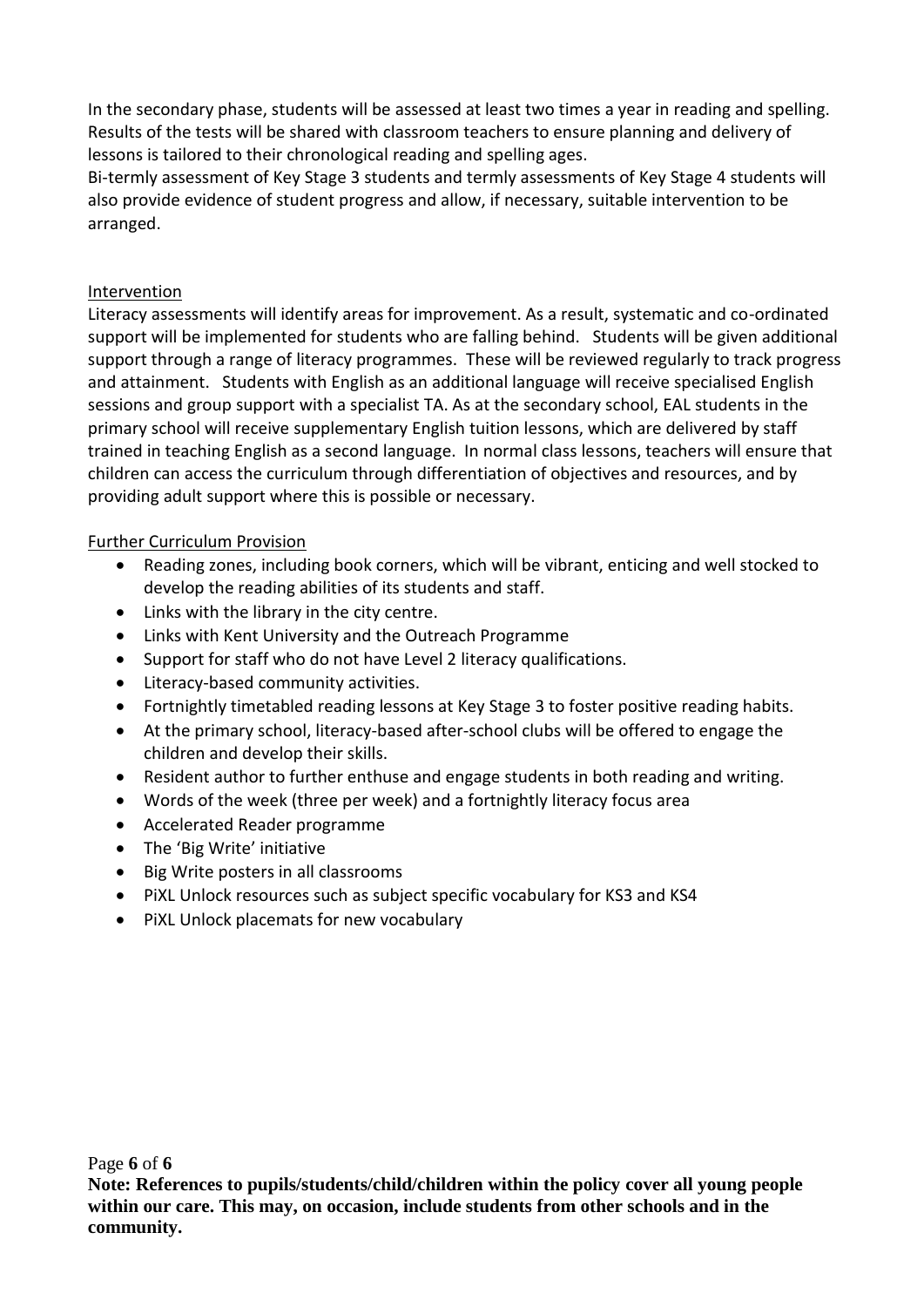In the secondary phase, students will be assessed at least two times a year in reading and spelling. Results of the tests will be shared with classroom teachers to ensure planning and delivery of lessons is tailored to their chronological reading and spelling ages.
Bi-termly assessment of Key Stage 3 students and termly assessments of Key Stage 4 students will also provide evidence of student progress and allow, if necessary, suitable intervention to be arranged.

Intervention

Literacy assessments will identify areas for improvement. As a result, systematic and co-ordinated support will be implemented for students who are falling behind. Students will be given additional support through a range of literacy programmes. These will be reviewed regularly to track progress and attainment. Students with English as an additional language will receive specialised English sessions and group support with a specialist TA. As at the secondary school, EAL students in the primary school will receive supplementary English tuition lessons, which are delivered by staff trained in teaching English as a second language. In normal class lessons, teachers will ensure that children can access the curriculum through differentiation of objectives and resources, and by providing adult support where this is possible or necessary.

Further Curriculum Provision

- Reading zones, including book corners, which will be vibrant, enticing and well stocked to develop the reading abilities of its students and staff.
- Links with the library in the city centre.
- Links with Kent University and the Outreach Programme
- Support for staff who do not have Level 2 literacy qualifications.
- Literacy-based community activities.
- Fortnightly timetabled reading lessons at Key Stage 3 to foster positive reading habits.
- At the primary school, literacy-based after-school clubs will be offered to engage the children and develop their skills.
- Resident author to further enthuse and engage students in both reading and writing.
- Words of the week (three per week) and a fortnightly literacy focus area
- Accelerated Reader programme
- The 'Big Write' initiative
- Big Write posters in all classrooms
- PiXL Unlock resources such as subject specific vocabulary for KS3 and KS4
- PiXL Unlock placemats for new vocabulary

**Note: References to pupils/students/child/children within the policy cover all young people within our care. This may, on occasion, include students from other schools and in the community.**